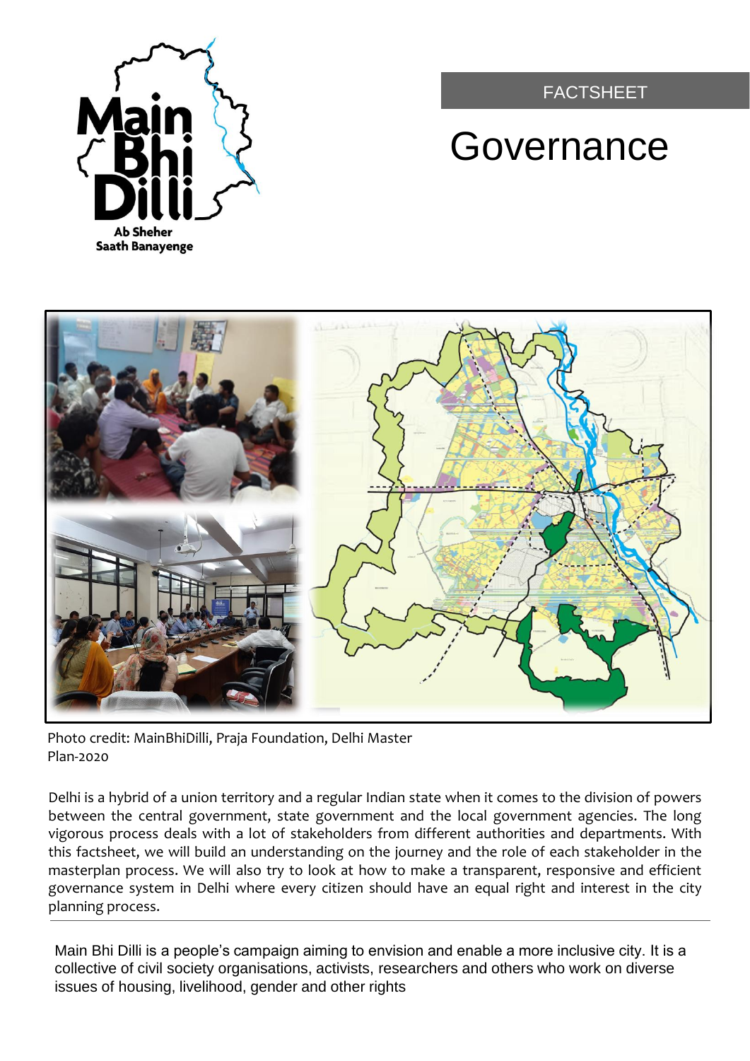FACTSHEET

# Governance

Photo credit: MainBhiDilli, Praja Foundation, Delhi Master Plan-2020

Delhi is a hybrid of a union territory and a regular Indian state when it comes to the division of powers between the central government, state government and the local government agencies. The long vigorous process deals with a lot of stakeholders from different authorities and departments. With this factsheet, we will build an understanding on the journey and the role of each stakeholder in the masterplan process. We will also try to look at how to make a transparent, responsive and efficient governance system in Delhi where every citizen should have an equal right and interest in the city planning process.

Main Bhi Dilli is a people's campaign aiming to envision and enable a more inclusive city. It is a collective of civil society organisations, activists, researchers and others who work on diverse issues of housing, livelihood, gender and other rights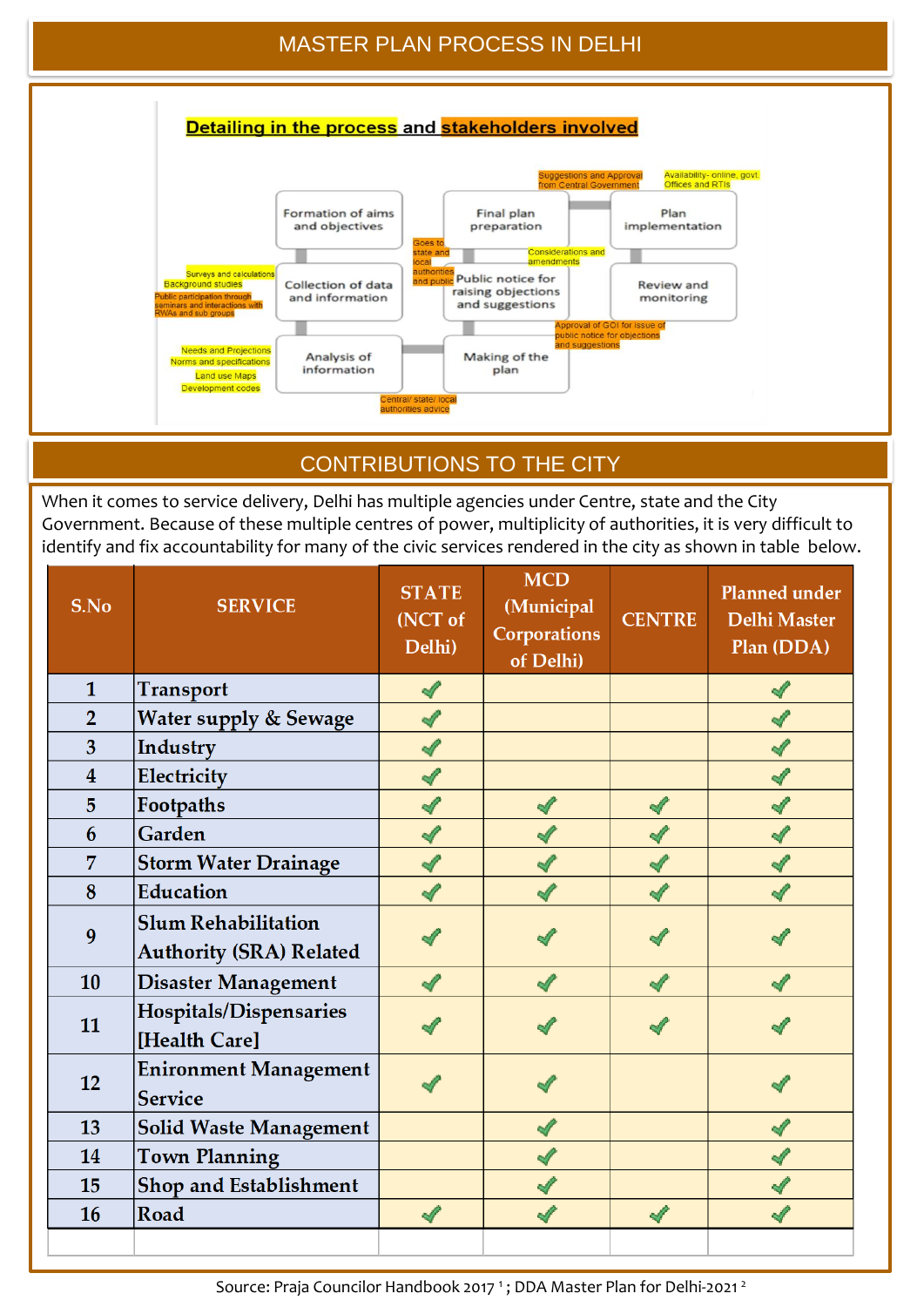## MASTER PLAN PROCESS IN DELHI

**Detailing in the process and stakeholders involved**

- Formation of aims and objectives
- Collection of data and information
  - Surveys and calculations
  - Background studies
  - Public participation through seminars and interactions with RWAs and sub groups
- Analysis of information
  - Needs and Projections
  - Norms and specifications
  - Land use Maps
  - Development codes
- Making of the plan
  - Central/ state/ local authorities advice
- Public notice for raising objections and suggestions
  - Approval of GOI for issue of public notice for objections and suggestions
  - Goes to state and local authorities and public
  - Considerations and amendments
- Final plan preparation
  - Suggestions and Approval from Central Government
- Plan implementation
  - Availability- online, govt. Offices and RTIs
- Review and monitoring

## CONTRIBUTIONS TO THE CITY

When it comes to service delivery, Delhi has multiple agencies under Centre, state and the City Government. Because of these multiple centres of power, multiplicity of authorities, it is very difficult to identify and fix accountability for many of the civic services rendered in the city as shown in table below.

| S.No | SERVICE | STATE (NCT of Delhi) | MCD (Municipal Corporations of Delhi) | CENTRE | Planned under Delhi Master Plan (DDA) |
|---|---|---|---|---|---|
| 1 | Transport | ✓ | | | ✓ |
| 2 | Water supply & Sewage | ✓ | | | ✓ |
| 3 | Industry | ✓ | | | ✓ |
| 4 | Electricity | ✓ | | | ✓ |
| 5 | Footpaths | ✓ | ✓ | ✓ | ✓ |
| 6 | Garden | ✓ | ✓ | ✓ | ✓ |
| 7 | Storm Water Drainage | ✓ | ✓ | ✓ | ✓ |
| 8 | Education | ✓ | ✓ | ✓ | ✓ |
| 9 | Slum Rehabilitation Authority (SRA) Related | ✓ | ✓ | ✓ | ✓ |
| 10 | Disaster Management | ✓ | ✓ | ✓ | ✓ |
| 11 | Hospitals/Dispensaries [Health Care] | ✓ | ✓ | ✓ | ✓ |
| 12 | Enironment Management Service | ✓ | ✓ | | ✓ |
| 13 | Solid Waste Management | | ✓ | | ✓ |
| 14 | Town Planning | | ✓ | | ✓ |
| 15 | Shop and Establishment | | ✓ | | ✓ |
| 16 | Road | ✓ | ✓ | ✓ | ✓ |

Source: Praja Councilor Handbook 2017 [1]; DDA Master Plan for Delhi-2021 [2]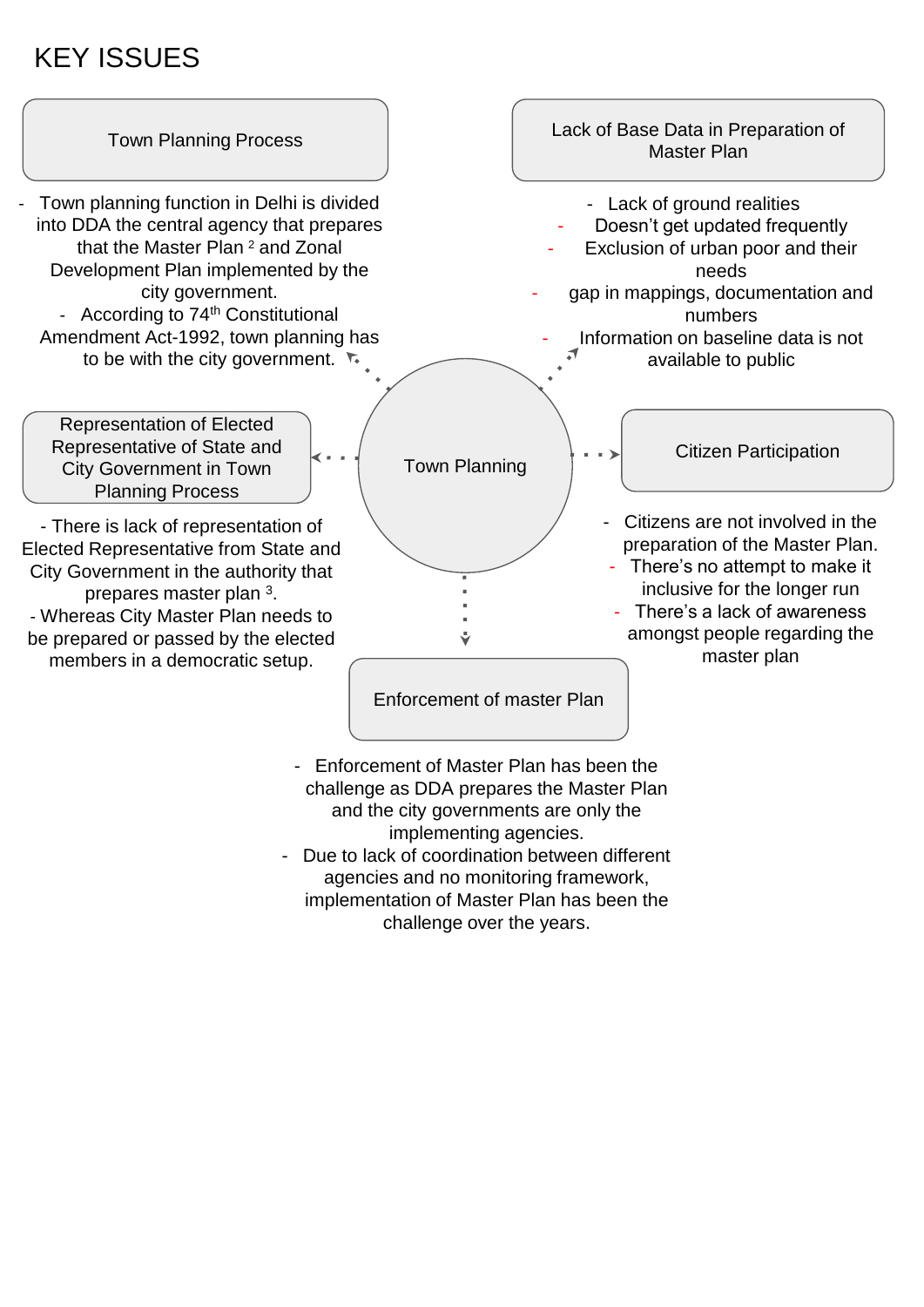# KEY ISSUES

**Town Planning**

### Town Planning Process

- Town planning function in Delhi is divided into DDA the central agency that prepares that the Master Plan [2] and Zonal Development Plan implemented by the city government.
- According to 74th Constitutional Amendment Act-1992, town planning has to be with the city government.

### Lack of Base Data in Preparation of Master Plan

- Lack of ground realities
- Doesn't get updated frequently
- Exclusion of urban poor and their needs
- gap in mappings, documentation and numbers
- Information on baseline data is not available to public

### Representation of Elected Representative of State and City Government in Town Planning Process

- There is lack of representation of Elected Representative from State and City Government in the authority that prepares master plan [3].
- Whereas City Master Plan needs to be prepared or passed by the elected members in a democratic setup.

### Citizen Participation

- Citizens are not involved in the preparation of the Master Plan.
- There's no attempt to make it inclusive for the longer run
- There's a lack of awareness amongst people regarding the master plan

### Enforcement of master Plan

- Enforcement of Master Plan has been the challenge as DDA prepares the Master Plan and the city governments are only the implementing agencies.
- Due to lack of coordination between different agencies and no monitoring framework, implementation of Master Plan has been the challenge over the years.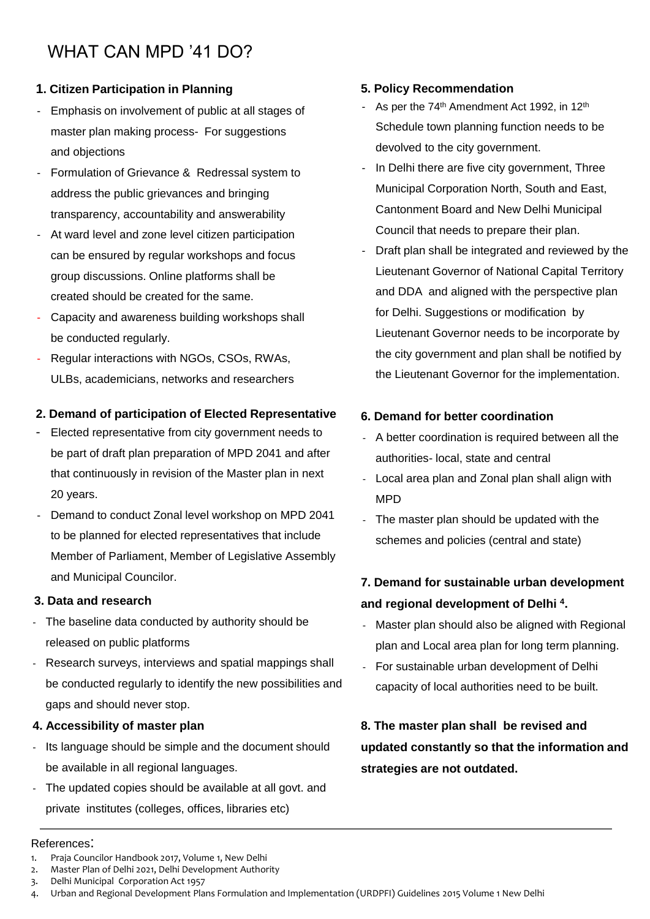# WHAT CAN MPD '41 DO?

### 1. Citizen Participation in Planning

- Emphasis on involvement of public at all stages of master plan making process- For suggestions and objections
- Formulation of Grievance & Redressal system to address the public grievances and bringing transparency, accountability and answerability
- At ward level and zone level citizen participation can be ensured by regular workshops and focus group discussions. Online platforms shall be created should be created for the same.
- Capacity and awareness building workshops shall be conducted regularly.
- Regular interactions with NGOs, CSOs, RWAs, ULBs, academicians, networks and researchers

### 2. Demand of participation of Elected Representative

- Elected representative from city government needs to be part of draft plan preparation of MPD 2041 and after that continuously in revision of the Master plan in next 20 years.
- Demand to conduct Zonal level workshop on MPD 2041 to be planned for elected representatives that include Member of Parliament, Member of Legislative Assembly and Municipal Councilor.

### 3. Data and research

- The baseline data conducted by authority should be released on public platforms
- Research surveys, interviews and spatial mappings shall be conducted regularly to identify the new possibilities and gaps and should never stop.

### 4. Accessibility of master plan

- Its language should be simple and the document should be available in all regional languages.
- The updated copies should be available at all govt. and private institutes (colleges, offices, libraries etc)

### 5. Policy Recommendation

- As per the 74th Amendment Act 1992, in 12th Schedule town planning function needs to be devolved to the city government.
- In Delhi there are five city government, Three Municipal Corporation North, South and East, Cantonment Board and New Delhi Municipal Council that needs to prepare their plan.
- Draft plan shall be integrated and reviewed by the Lieutenant Governor of National Capital Territory and DDA and aligned with the perspective plan for Delhi. Suggestions or modification by Lieutenant Governor needs to be incorporate by the city government and plan shall be notified by the Lieutenant Governor for the implementation.

### 6. Demand for better coordination

- A better coordination is required between all the authorities- local, state and central
- Local area plan and Zonal plan shall align with MPD
- The master plan should be updated with the schemes and policies (central and state)

### 7. Demand for sustainable urban development and regional development of Delhi [4].

- Master plan should also be aligned with Regional plan and Local area plan for long term planning.
- For sustainable urban development of Delhi capacity of local authorities need to be built.

### 8. The master plan shall be revised and updated constantly so that the information and strategies are not outdated.

---

References:

1. Praja Councilor Handbook 2017, Volume 1, New Delhi
2. Master Plan of Delhi 2021, Delhi Development Authority
3. Delhi Municipal Corporation Act 1957
4. Urban and Regional Development Plans Formulation and Implementation (URDPFI) Guidelines 2015 Volume 1 New Delhi